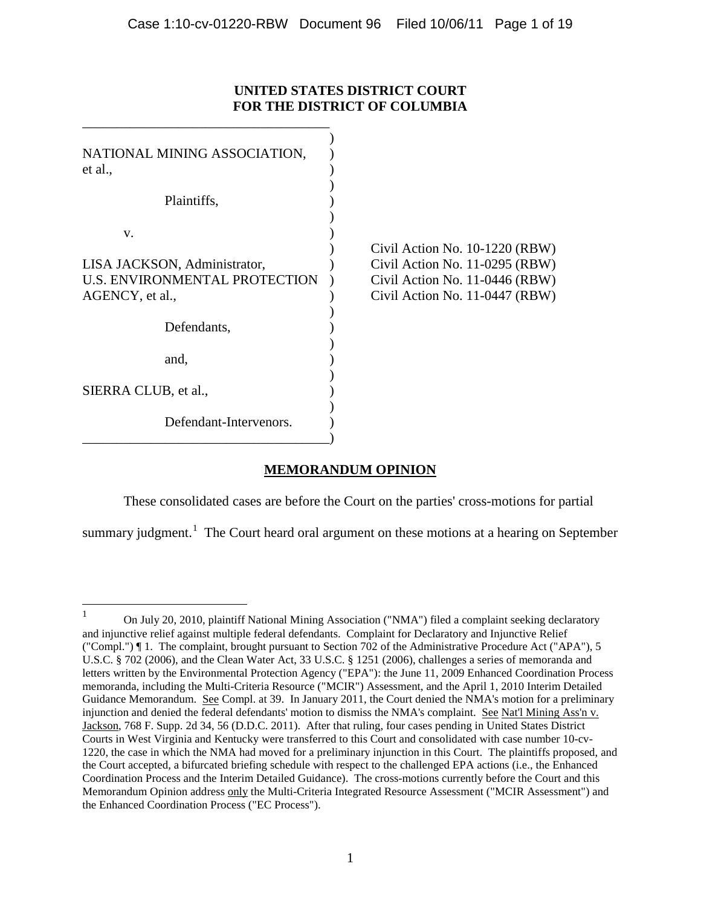**UNITED STATES DISTRICT COURT**
**FOR THE DISTRICT OF COLUMBIA**

NATIONAL MINING ASSOCIATION, et al.,

Plaintiffs,

v.

LISA JACKSON, Administrator, U.S. ENVIRONMENTAL PROTECTION AGENCY, et al.,

Defendants,

and,

SIERRA CLUB, et al.,

Defendant-Intervenors.

Civil Action No. 10-1220 (RBW)
Civil Action No. 11-0295 (RBW)
Civil Action No. 11-0446 (RBW)
Civil Action No. 11-0447 (RBW)

## MEMORANDUM OPINION

These consolidated cases are before the Court on the parties' cross-motions for partial summary judgment.[1] The Court heard oral argument on these motions at a hearing on September

[1] On July 20, 2010, plaintiff National Mining Association ("NMA") filed a complaint seeking declaratory and injunctive relief against multiple federal defendants. Complaint for Declaratory and Injunctive Relief ("Compl.") ¶ 1. The complaint, brought pursuant to Section 702 of the Administrative Procedure Act ("APA"), 5 U.S.C. § 702 (2006), and the Clean Water Act, 33 U.S.C. § 1251 (2006), challenges a series of memoranda and letters written by the Environmental Protection Agency ("EPA"): the June 11, 2009 Enhanced Coordination Process memoranda, including the Multi-Criteria Resource ("MCIR") Assessment, and the April 1, 2010 Interim Detailed Guidance Memorandum. See Compl. at 39. In January 2011, the Court denied the NMA's motion for a preliminary injunction and denied the federal defendants' motion to dismiss the NMA's complaint. See Nat'l Mining Ass'n v. Jackson, 768 F. Supp. 2d 34, 56 (D.D.C. 2011). After that ruling, four cases pending in United States District Courts in West Virginia and Kentucky were transferred to this Court and consolidated with case number 10-cv-1220, the case in which the NMA had moved for a preliminary injunction in this Court. The plaintiffs proposed, and the Court accepted, a bifurcated briefing schedule with respect to the challenged EPA actions (i.e., the Enhanced Coordination Process and the Interim Detailed Guidance). The cross-motions currently before the Court and this Memorandum Opinion address only the Multi-Criteria Integrated Resource Assessment ("MCIR Assessment") and the Enhanced Coordination Process ("EC Process").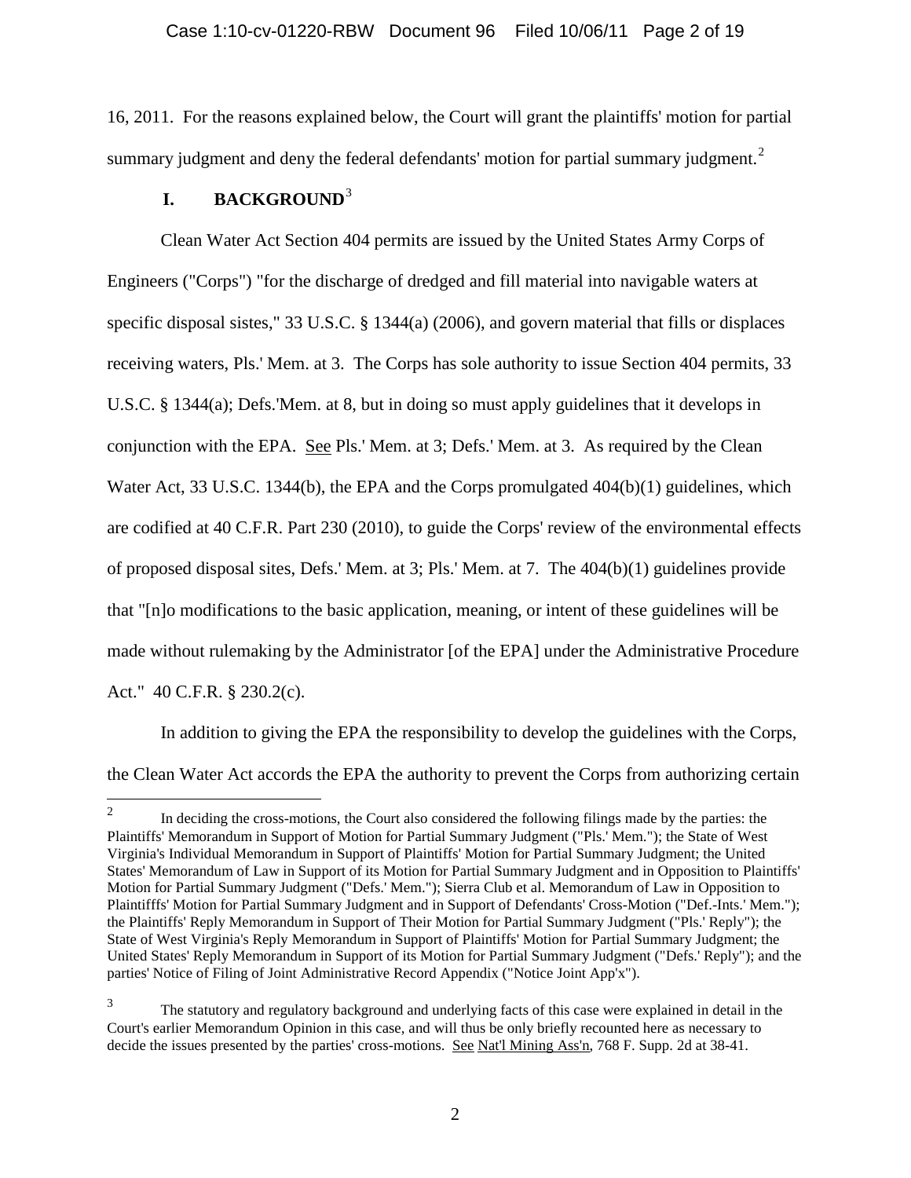16, 2011. For the reasons explained below, the Court will grant the plaintiffs' motion for partial summary judgment and deny the federal defendants' motion for partial summary judgment.[2]

## I. BACKGROUND[3]

Clean Water Act Section 404 permits are issued by the United States Army Corps of Engineers ("Corps") "for the discharge of dredged and fill material into navigable waters at specific disposal sistes," 33 U.S.C. § 1344(a) (2006), and govern material that fills or displaces receiving waters, Pls.' Mem. at 3. The Corps has sole authority to issue Section 404 permits, 33 U.S.C. § 1344(a); Defs.'Mem. at 8, but in doing so must apply guidelines that it develops in conjunction with the EPA. See Pls.' Mem. at 3; Defs.' Mem. at 3. As required by the Clean Water Act, 33 U.S.C. 1344(b), the EPA and the Corps promulgated 404(b)(1) guidelines, which are codified at 40 C.F.R. Part 230 (2010), to guide the Corps' review of the environmental effects of proposed disposal sites, Defs.' Mem. at 3; Pls.' Mem. at 7. The 404(b)(1) guidelines provide that "[n]o modifications to the basic application, meaning, or intent of these guidelines will be made without rulemaking by the Administrator [of the EPA] under the Administrative Procedure Act." 40 C.F.R. § 230.2(c).

In addition to giving the EPA the responsibility to develop the guidelines with the Corps, the Clean Water Act accords the EPA the authority to prevent the Corps from authorizing certain

---

[2] In deciding the cross-motions, the Court also considered the following filings made by the parties: the Plaintiffs' Memorandum in Support of Motion for Partial Summary Judgment ("Pls.' Mem."); the State of West Virginia's Individual Memorandum in Support of Plaintiffs' Motion for Partial Summary Judgment; the United States' Memorandum of Law in Support of its Motion for Partial Summary Judgment and in Opposition to Plaintiffs' Motion for Partial Summary Judgment ("Defs.' Mem."); Sierra Club et al. Memorandum of Law in Opposition to Plaintifffs' Motion for Partial Summary Judgment and in Support of Defendants' Cross-Motion ("Def.-Ints.' Mem."); the Plaintiffs' Reply Memorandum in Support of Their Motion for Partial Summary Judgment ("Pls.' Reply"); the State of West Virginia's Reply Memorandum in Support of Plaintiffs' Motion for Partial Summary Judgment; the United States' Reply Memorandum in Support of its Motion for Partial Summary Judgment ("Defs.' Reply"); and the parties' Notice of Filing of Joint Administrative Record Appendix ("Notice Joint App'x").

[3] The statutory and regulatory background and underlying facts of this case were explained in detail in the Court's earlier Memorandum Opinion in this case, and will thus be only briefly recounted here as necessary to decide the issues presented by the parties' cross-motions. See Nat'l Mining Ass'n, 768 F. Supp. 2d at 38-41.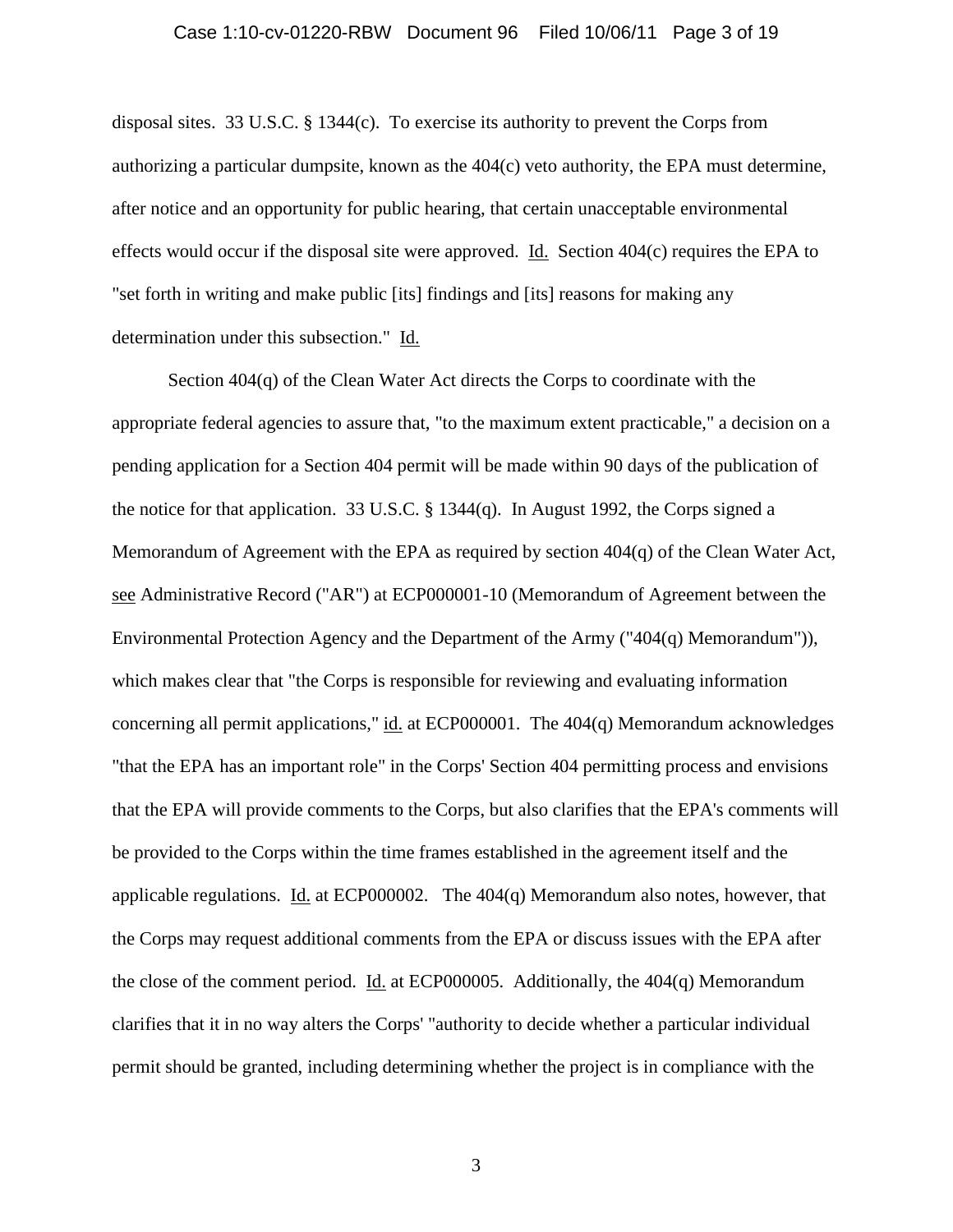disposal sites. 33 U.S.C. § 1344(c). To exercise its authority to prevent the Corps from authorizing a particular dumpsite, known as the 404(c) veto authority, the EPA must determine, after notice and an opportunity for public hearing, that certain unacceptable environmental effects would occur if the disposal site were approved. Id. Section 404(c) requires the EPA to "set forth in writing and make public [its] findings and [its] reasons for making any determination under this subsection." Id.

Section 404(q) of the Clean Water Act directs the Corps to coordinate with the appropriate federal agencies to assure that, "to the maximum extent practicable," a decision on a pending application for a Section 404 permit will be made within 90 days of the publication of the notice for that application. 33 U.S.C. § 1344(q). In August 1992, the Corps signed a Memorandum of Agreement with the EPA as required by section 404(q) of the Clean Water Act, see Administrative Record ("AR") at ECP000001-10 (Memorandum of Agreement between the Environmental Protection Agency and the Department of the Army ("404(q) Memorandum")), which makes clear that "the Corps is responsible for reviewing and evaluating information concerning all permit applications," id. at ECP000001. The 404(q) Memorandum acknowledges "that the EPA has an important role" in the Corps' Section 404 permitting process and envisions that the EPA will provide comments to the Corps, but also clarifies that the EPA's comments will be provided to the Corps within the time frames established in the agreement itself and the applicable regulations. Id. at ECP000002. The 404(q) Memorandum also notes, however, that the Corps may request additional comments from the EPA or discuss issues with the EPA after the close of the comment period. Id. at ECP000005. Additionally, the 404(q) Memorandum clarifies that it in no way alters the Corps' "authority to decide whether a particular individual permit should be granted, including determining whether the project is in compliance with the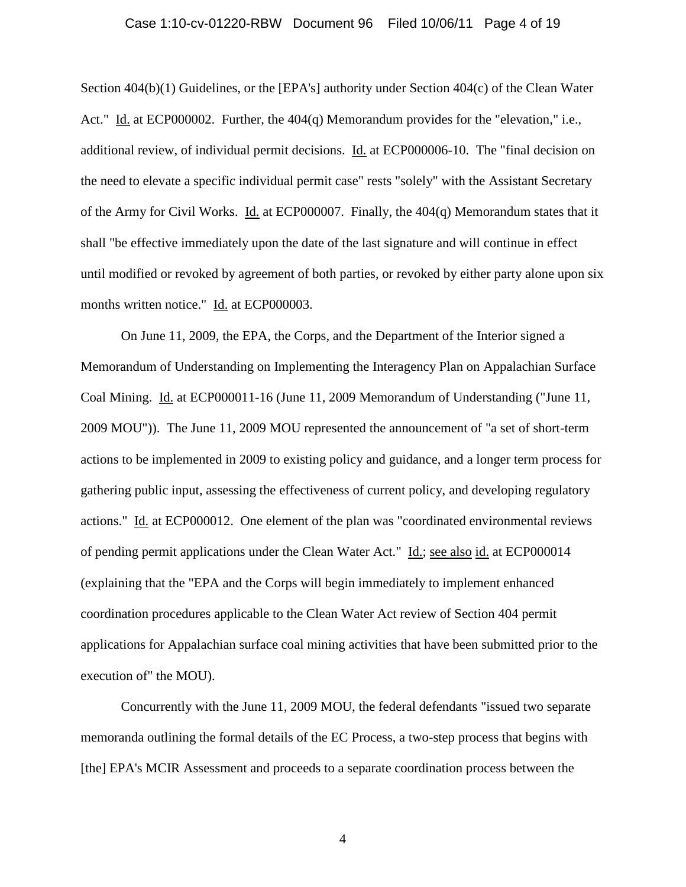Section 404(b)(1) Guidelines, or the [EPA's] authority under Section 404(c) of the Clean Water Act." Id. at ECP000002. Further, the 404(q) Memorandum provides for the "elevation," i.e., additional review, of individual permit decisions. Id. at ECP000006-10. The "final decision on the need to elevate a specific individual permit case" rests "solely" with the Assistant Secretary of the Army for Civil Works. Id. at ECP000007. Finally, the 404(q) Memorandum states that it shall "be effective immediately upon the date of the last signature and will continue in effect until modified or revoked by agreement of both parties, or revoked by either party alone upon six months written notice." Id. at ECP000003.

On June 11, 2009, the EPA, the Corps, and the Department of the Interior signed a Memorandum of Understanding on Implementing the Interagency Plan on Appalachian Surface Coal Mining. Id. at ECP000011-16 (June 11, 2009 Memorandum of Understanding ("June 11, 2009 MOU")). The June 11, 2009 MOU represented the announcement of "a set of short-term actions to be implemented in 2009 to existing policy and guidance, and a longer term process for gathering public input, assessing the effectiveness of current policy, and developing regulatory actions." Id. at ECP000012. One element of the plan was "coordinated environmental reviews of pending permit applications under the Clean Water Act." Id.; see also id. at ECP000014 (explaining that the "EPA and the Corps will begin immediately to implement enhanced coordination procedures applicable to the Clean Water Act review of Section 404 permit applications for Appalachian surface coal mining activities that have been submitted prior to the execution of" the MOU).

Concurrently with the June 11, 2009 MOU, the federal defendants "issued two separate memoranda outlining the formal details of the EC Process, a two-step process that begins with [the] EPA's MCIR Assessment and proceeds to a separate coordination process between the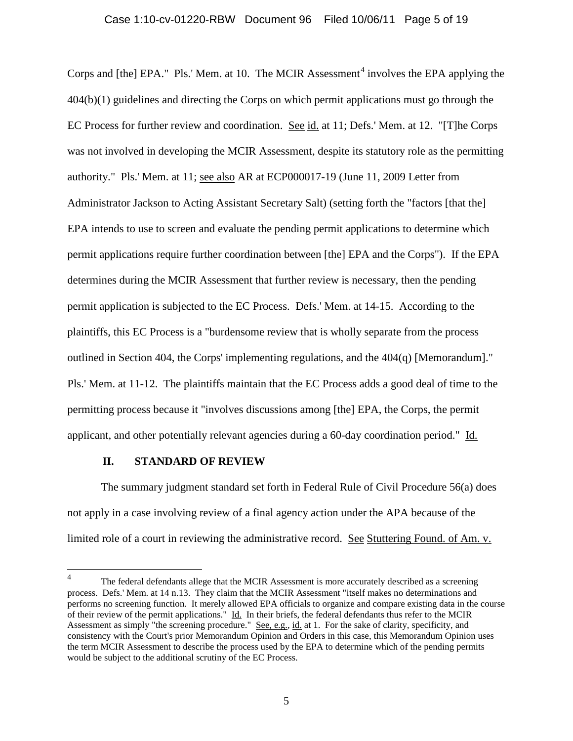Corps and [the] EPA." Pls.' Mem. at 10. The MCIR Assessment[4] involves the EPA applying the 404(b)(1) guidelines and directing the Corps on which permit applications must go through the EC Process for further review and coordination. See id. at 11; Defs.' Mem. at 12. "[T]he Corps was not involved in developing the MCIR Assessment, despite its statutory role as the permitting authority." Pls.' Mem. at 11; see also AR at ECP000017-19 (June 11, 2009 Letter from Administrator Jackson to Acting Assistant Secretary Salt) (setting forth the "factors [that the] EPA intends to use to screen and evaluate the pending permit applications to determine which permit applications require further coordination between [the] EPA and the Corps"). If the EPA determines during the MCIR Assessment that further review is necessary, then the pending permit application is subjected to the EC Process. Defs.' Mem. at 14-15. According to the plaintiffs, this EC Process is a "burdensome review that is wholly separate from the process outlined in Section 404, the Corps' implementing regulations, and the 404(q) [Memorandum]." Pls.' Mem. at 11-12. The plaintiffs maintain that the EC Process adds a good deal of time to the permitting process because it "involves discussions among [the] EPA, the Corps, the permit applicant, and other potentially relevant agencies during a 60-day coordination period." Id.

## II. STANDARD OF REVIEW

The summary judgment standard set forth in Federal Rule of Civil Procedure 56(a) does not apply in a case involving review of a final agency action under the APA because of the limited role of a court in reviewing the administrative record. See Stuttering Found. of Am. v.

---

[4] The federal defendants allege that the MCIR Assessment is more accurately described as a screening process. Defs.' Mem. at 14 n.13. They claim that the MCIR Assessment "itself makes no determinations and performs no screening function. It merely allowed EPA officials to organize and compare existing data in the course of their review of the permit applications." Id. In their briefs, the federal defendants thus refer to the MCIR Assessment as simply "the screening procedure." See, e.g., id. at 1. For the sake of clarity, specificity, and consistency with the Court's prior Memorandum Opinion and Orders in this case, this Memorandum Opinion uses the term MCIR Assessment to describe the process used by the EPA to determine which of the pending permits would be subject to the additional scrutiny of the EC Process.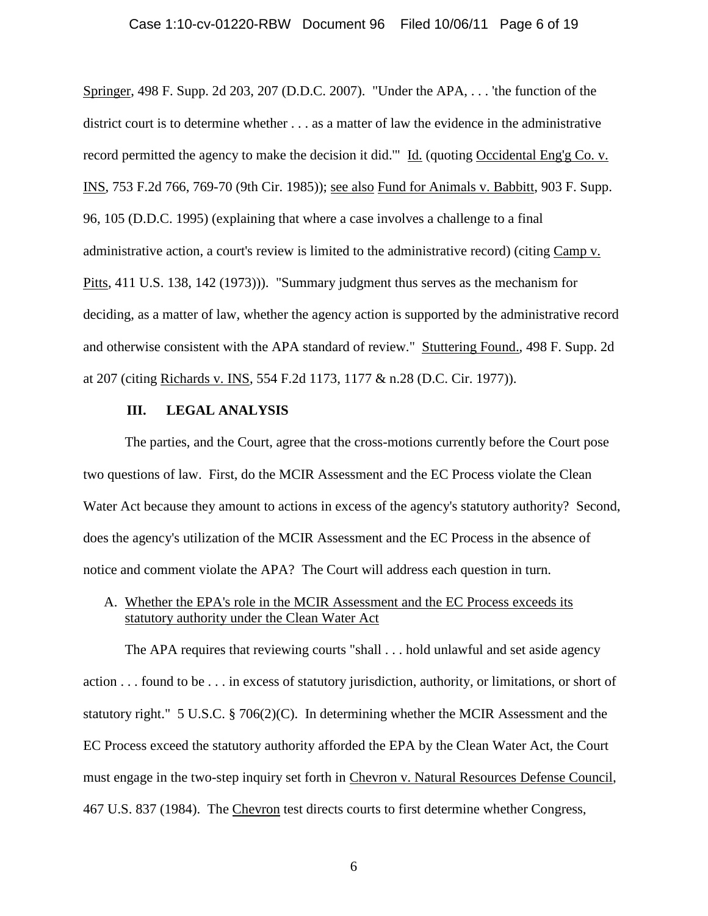Springer, 498 F. Supp. 2d 203, 207 (D.D.C. 2007). "Under the APA, . . . 'the function of the district court is to determine whether . . . as a matter of law the evidence in the administrative record permitted the agency to make the decision it did.'" Id. (quoting Occidental Eng'g Co. v. INS, 753 F.2d 766, 769-70 (9th Cir. 1985)); see also Fund for Animals v. Babbitt, 903 F. Supp. 96, 105 (D.D.C. 1995) (explaining that where a case involves a challenge to a final administrative action, a court's review is limited to the administrative record) (citing Camp v. Pitts, 411 U.S. 138, 142 (1973))). "Summary judgment thus serves as the mechanism for deciding, as a matter of law, whether the agency action is supported by the administrative record and otherwise consistent with the APA standard of review." Stuttering Found., 498 F. Supp. 2d at 207 (citing Richards v. INS, 554 F.2d 1173, 1177 & n.28 (D.C. Cir. 1977)).

## III. LEGAL ANALYSIS

The parties, and the Court, agree that the cross-motions currently before the Court pose two questions of law. First, do the MCIR Assessment and the EC Process violate the Clean Water Act because they amount to actions in excess of the agency's statutory authority? Second, does the agency's utilization of the MCIR Assessment and the EC Process in the absence of notice and comment violate the APA? The Court will address each question in turn.

### A. Whether the EPA's role in the MCIR Assessment and the EC Process exceeds its statutory authority under the Clean Water Act

The APA requires that reviewing courts "shall . . . hold unlawful and set aside agency action . . . found to be . . . in excess of statutory jurisdiction, authority, or limitations, or short of statutory right." 5 U.S.C. § 706(2)(C). In determining whether the MCIR Assessment and the EC Process exceed the statutory authority afforded the EPA by the Clean Water Act, the Court must engage in the two-step inquiry set forth in Chevron v. Natural Resources Defense Council, 467 U.S. 837 (1984). The Chevron test directs courts to first determine whether Congress,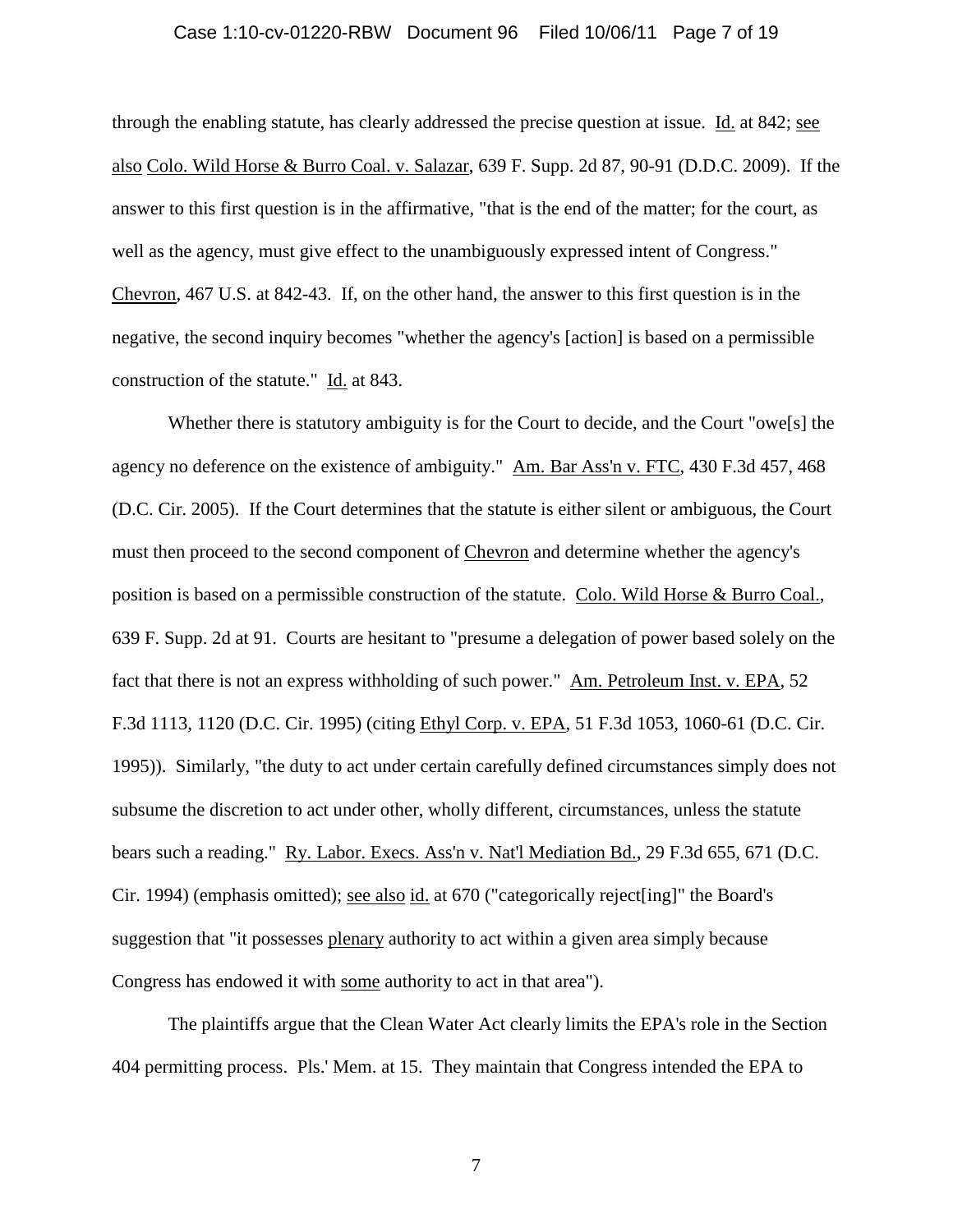through the enabling statute, has clearly addressed the precise question at issue. Id. at 842; see also Colo. Wild Horse & Burro Coal. v. Salazar, 639 F. Supp. 2d 87, 90-91 (D.D.C. 2009). If the answer to this first question is in the affirmative, "that is the end of the matter; for the court, as well as the agency, must give effect to the unambiguously expressed intent of Congress." Chevron, 467 U.S. at 842-43. If, on the other hand, the answer to this first question is in the negative, the second inquiry becomes "whether the agency's [action] is based on a permissible construction of the statute." Id. at 843.

Whether there is statutory ambiguity is for the Court to decide, and the Court "owe[s] the agency no deference on the existence of ambiguity." Am. Bar Ass'n v. FTC, 430 F.3d 457, 468 (D.C. Cir. 2005). If the Court determines that the statute is either silent or ambiguous, the Court must then proceed to the second component of Chevron and determine whether the agency's position is based on a permissible construction of the statute. Colo. Wild Horse & Burro Coal., 639 F. Supp. 2d at 91. Courts are hesitant to "presume a delegation of power based solely on the fact that there is not an express withholding of such power." Am. Petroleum Inst. v. EPA, 52 F.3d 1113, 1120 (D.C. Cir. 1995) (citing Ethyl Corp. v. EPA, 51 F.3d 1053, 1060-61 (D.C. Cir. 1995)). Similarly, "the duty to act under certain carefully defined circumstances simply does not subsume the discretion to act under other, wholly different, circumstances, unless the statute bears such a reading." Ry. Labor. Execs. Ass'n v. Nat'l Mediation Bd., 29 F.3d 655, 671 (D.C. Cir. 1994) (emphasis omitted); see also id. at 670 ("categorically reject[ing]" the Board's suggestion that "it possesses plenary authority to act within a given area simply because Congress has endowed it with some authority to act in that area").

The plaintiffs argue that the Clean Water Act clearly limits the EPA's role in the Section 404 permitting process. Pls.' Mem. at 15. They maintain that Congress intended the EPA to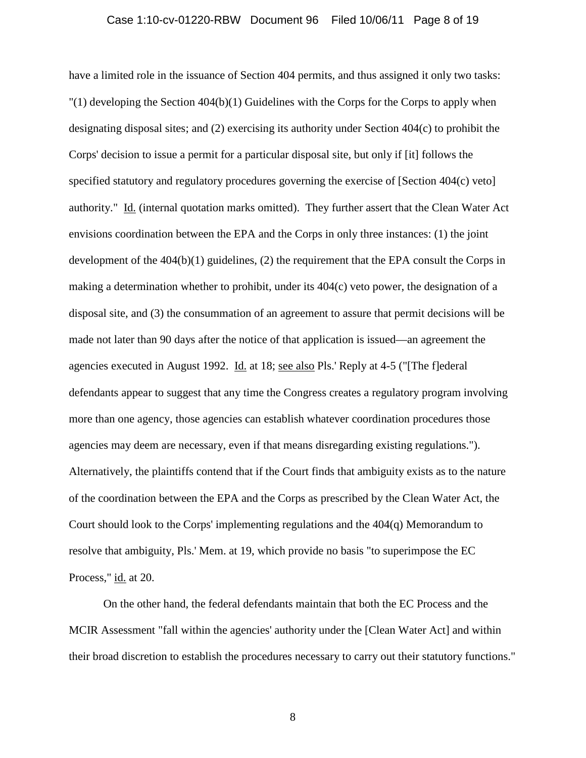have a limited role in the issuance of Section 404 permits, and thus assigned it only two tasks: "(1) developing the Section 404(b)(1) Guidelines with the Corps for the Corps to apply when designating disposal sites; and (2) exercising its authority under Section 404(c) to prohibit the Corps' decision to issue a permit for a particular disposal site, but only if [it] follows the specified statutory and regulatory procedures governing the exercise of [Section 404(c) veto] authority." Id. (internal quotation marks omitted). They further assert that the Clean Water Act envisions coordination between the EPA and the Corps in only three instances: (1) the joint development of the 404(b)(1) guidelines, (2) the requirement that the EPA consult the Corps in making a determination whether to prohibit, under its 404(c) veto power, the designation of a disposal site, and (3) the consummation of an agreement to assure that permit decisions will be made not later than 90 days after the notice of that application is issued—an agreement the agencies executed in August 1992. Id. at 18; see also Pls.' Reply at 4-5 ("[The f]ederal defendants appear to suggest that any time the Congress creates a regulatory program involving more than one agency, those agencies can establish whatever coordination procedures those agencies may deem are necessary, even if that means disregarding existing regulations."). Alternatively, the plaintiffs contend that if the Court finds that ambiguity exists as to the nature of the coordination between the EPA and the Corps as prescribed by the Clean Water Act, the Court should look to the Corps' implementing regulations and the 404(q) Memorandum to resolve that ambiguity, Pls.' Mem. at 19, which provide no basis "to superimpose the EC Process," id. at 20.

On the other hand, the federal defendants maintain that both the EC Process and the MCIR Assessment "fall within the agencies' authority under the [Clean Water Act] and within their broad discretion to establish the procedures necessary to carry out their statutory functions."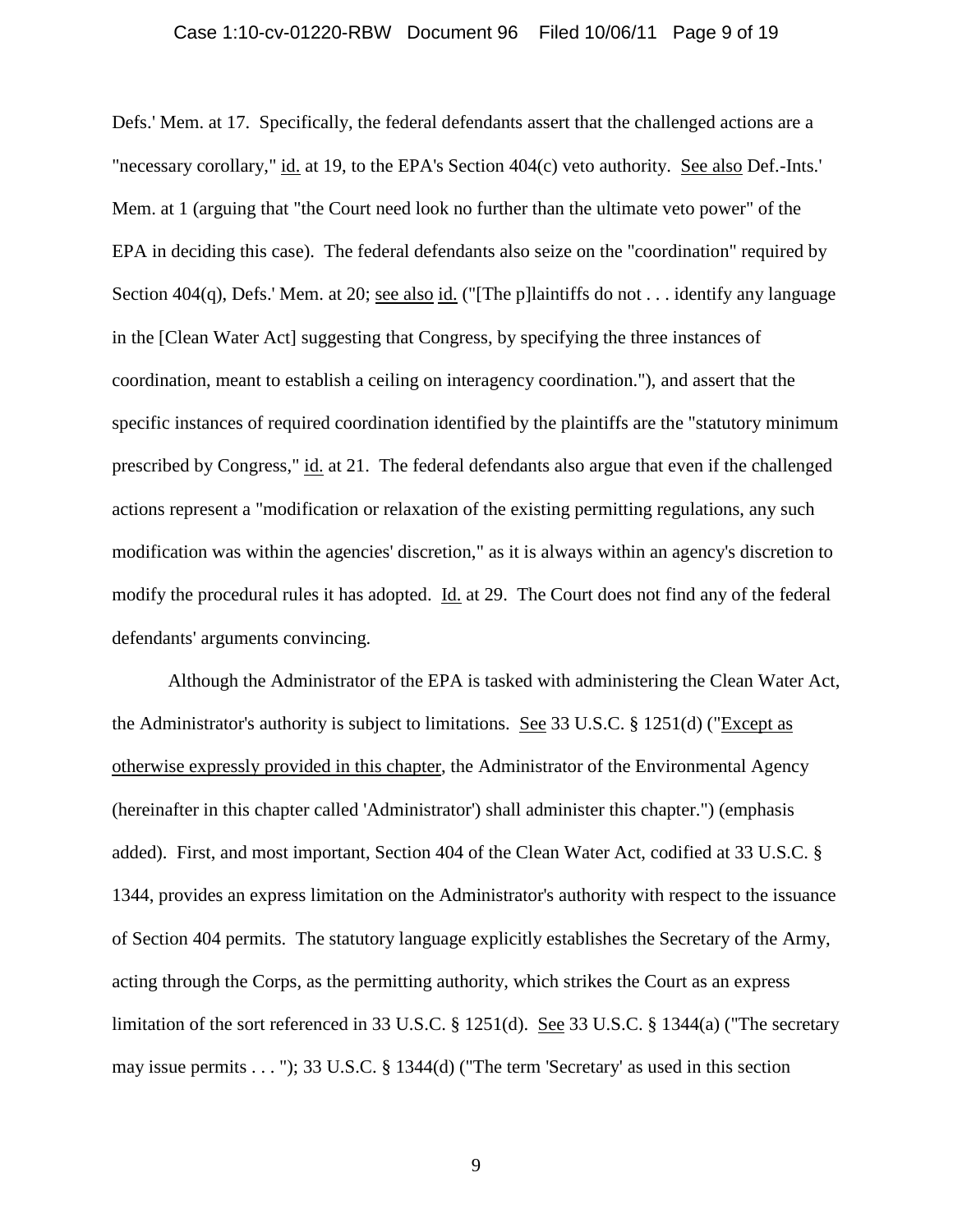Defs.' Mem. at 17. Specifically, the federal defendants assert that the challenged actions are a "necessary corollary," id. at 19, to the EPA's Section 404(c) veto authority. See also Def.-Ints.' Mem. at 1 (arguing that "the Court need look no further than the ultimate veto power" of the EPA in deciding this case). The federal defendants also seize on the "coordination" required by Section 404(q), Defs.' Mem. at 20; see also id. ("[The p]laintiffs do not . . . identify any language in the [Clean Water Act] suggesting that Congress, by specifying the three instances of coordination, meant to establish a ceiling on interagency coordination."), and assert that the specific instances of required coordination identified by the plaintiffs are the "statutory minimum prescribed by Congress," id. at 21. The federal defendants also argue that even if the challenged actions represent a "modification or relaxation of the existing permitting regulations, any such modification was within the agencies' discretion," as it is always within an agency's discretion to modify the procedural rules it has adopted. Id. at 29. The Court does not find any of the federal defendants' arguments convincing.

Although the Administrator of the EPA is tasked with administering the Clean Water Act, the Administrator's authority is subject to limitations. See 33 U.S.C. § 1251(d) ("Except as otherwise expressly provided in this chapter, the Administrator of the Environmental Agency (hereinafter in this chapter called 'Administrator') shall administer this chapter.") (emphasis added). First, and most important, Section 404 of the Clean Water Act, codified at 33 U.S.C. § 1344, provides an express limitation on the Administrator's authority with respect to the issuance of Section 404 permits. The statutory language explicitly establishes the Secretary of the Army, acting through the Corps, as the permitting authority, which strikes the Court as an express limitation of the sort referenced in 33 U.S.C. § 1251(d). See 33 U.S.C. § 1344(a) ("The secretary may issue permits . . . "); 33 U.S.C. § 1344(d) ("The term 'Secretary' as used in this section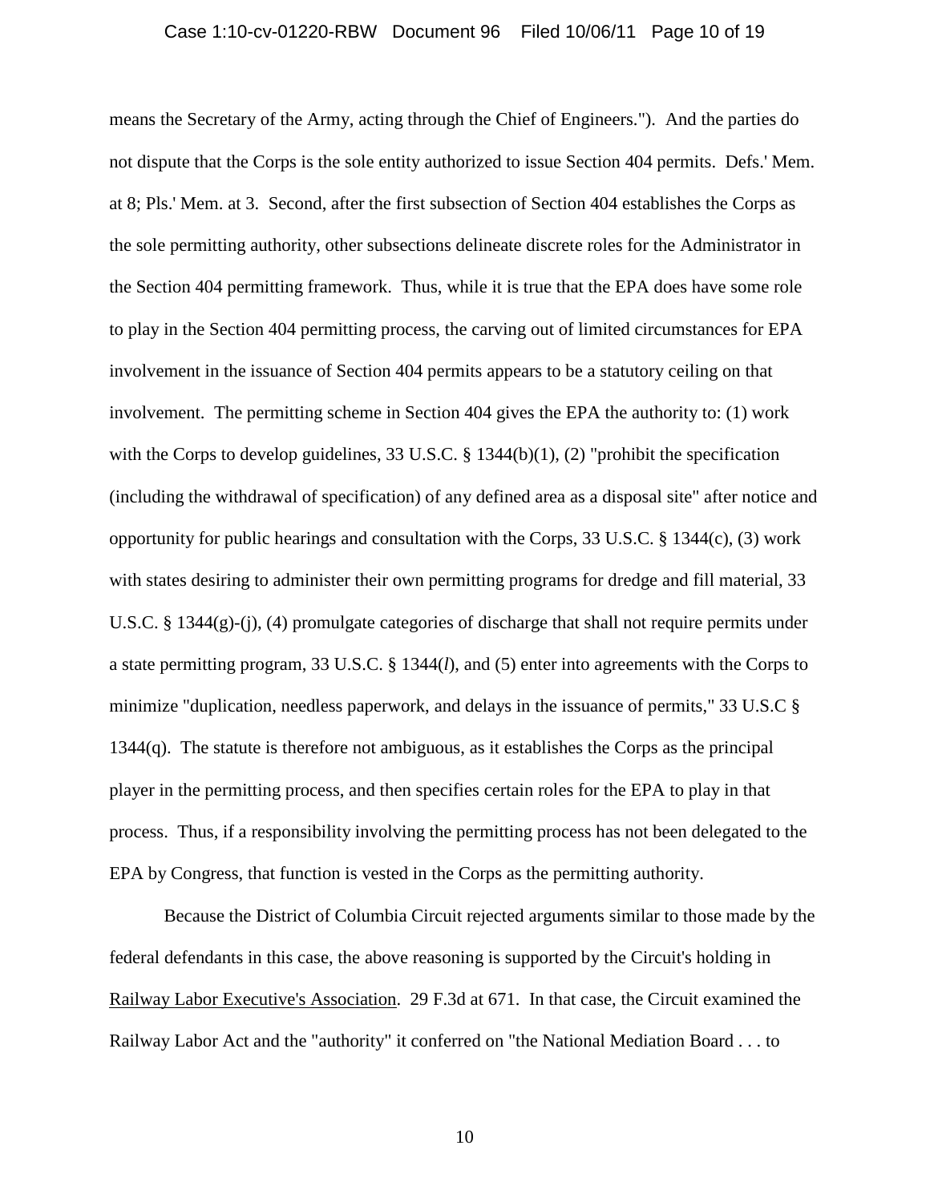means the Secretary of the Army, acting through the Chief of Engineers."). And the parties do not dispute that the Corps is the sole entity authorized to issue Section 404 permits. Defs.' Mem. at 8; Pls.' Mem. at 3. Second, after the first subsection of Section 404 establishes the Corps as the sole permitting authority, other subsections delineate discrete roles for the Administrator in the Section 404 permitting framework. Thus, while it is true that the EPA does have some role to play in the Section 404 permitting process, the carving out of limited circumstances for EPA involvement in the issuance of Section 404 permits appears to be a statutory ceiling on that involvement. The permitting scheme in Section 404 gives the EPA the authority to: (1) work with the Corps to develop guidelines, 33 U.S.C. § 1344(b)(1), (2) "prohibit the specification (including the withdrawal of specification) of any defined area as a disposal site" after notice and opportunity for public hearings and consultation with the Corps, 33 U.S.C. § 1344(c), (3) work with states desiring to administer their own permitting programs for dredge and fill material, 33 U.S.C. § 1344(g)-(j), (4) promulgate categories of discharge that shall not require permits under a state permitting program, 33 U.S.C. § 1344(*l*), and (5) enter into agreements with the Corps to minimize "duplication, needless paperwork, and delays in the issuance of permits," 33 U.S.C § 1344(q). The statute is therefore not ambiguous, as it establishes the Corps as the principal player in the permitting process, and then specifies certain roles for the EPA to play in that process. Thus, if a responsibility involving the permitting process has not been delegated to the EPA by Congress, that function is vested in the Corps as the permitting authority.

Because the District of Columbia Circuit rejected arguments similar to those made by the federal defendants in this case, the above reasoning is supported by the Circuit's holding in Railway Labor Executive's Association. 29 F.3d at 671. In that case, the Circuit examined the Railway Labor Act and the "authority" it conferred on "the National Mediation Board . . . to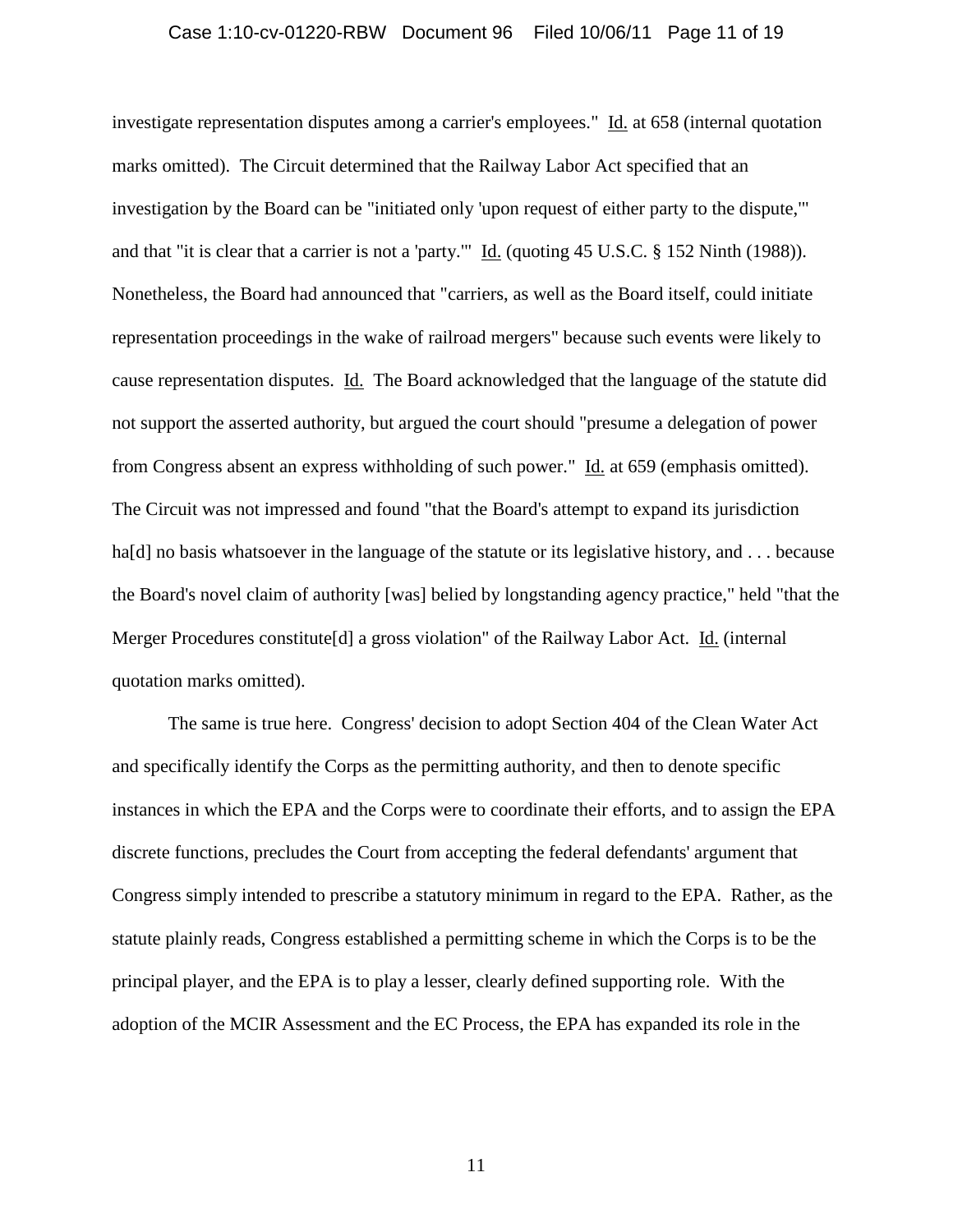investigate representation disputes among a carrier's employees." Id. at 658 (internal quotation marks omitted). The Circuit determined that the Railway Labor Act specified that an investigation by the Board can be "initiated only 'upon request of either party to the dispute,'" and that "it is clear that a carrier is not a 'party.'" Id. (quoting 45 U.S.C. § 152 Ninth (1988)). Nonetheless, the Board had announced that "carriers, as well as the Board itself, could initiate representation proceedings in the wake of railroad mergers" because such events were likely to cause representation disputes. Id. The Board acknowledged that the language of the statute did not support the asserted authority, but argued the court should "presume a delegation of power from Congress absent an express withholding of such power." Id. at 659 (emphasis omitted). The Circuit was not impressed and found "that the Board's attempt to expand its jurisdiction ha[d] no basis whatsoever in the language of the statute or its legislative history, and . . . because the Board's novel claim of authority [was] belied by longstanding agency practice," held "that the Merger Procedures constitute[d] a gross violation" of the Railway Labor Act. Id. (internal quotation marks omitted).

The same is true here. Congress' decision to adopt Section 404 of the Clean Water Act and specifically identify the Corps as the permitting authority, and then to denote specific instances in which the EPA and the Corps were to coordinate their efforts, and to assign the EPA discrete functions, precludes the Court from accepting the federal defendants' argument that Congress simply intended to prescribe a statutory minimum in regard to the EPA. Rather, as the statute plainly reads, Congress established a permitting scheme in which the Corps is to be the principal player, and the EPA is to play a lesser, clearly defined supporting role. With the adoption of the MCIR Assessment and the EC Process, the EPA has expanded its role in the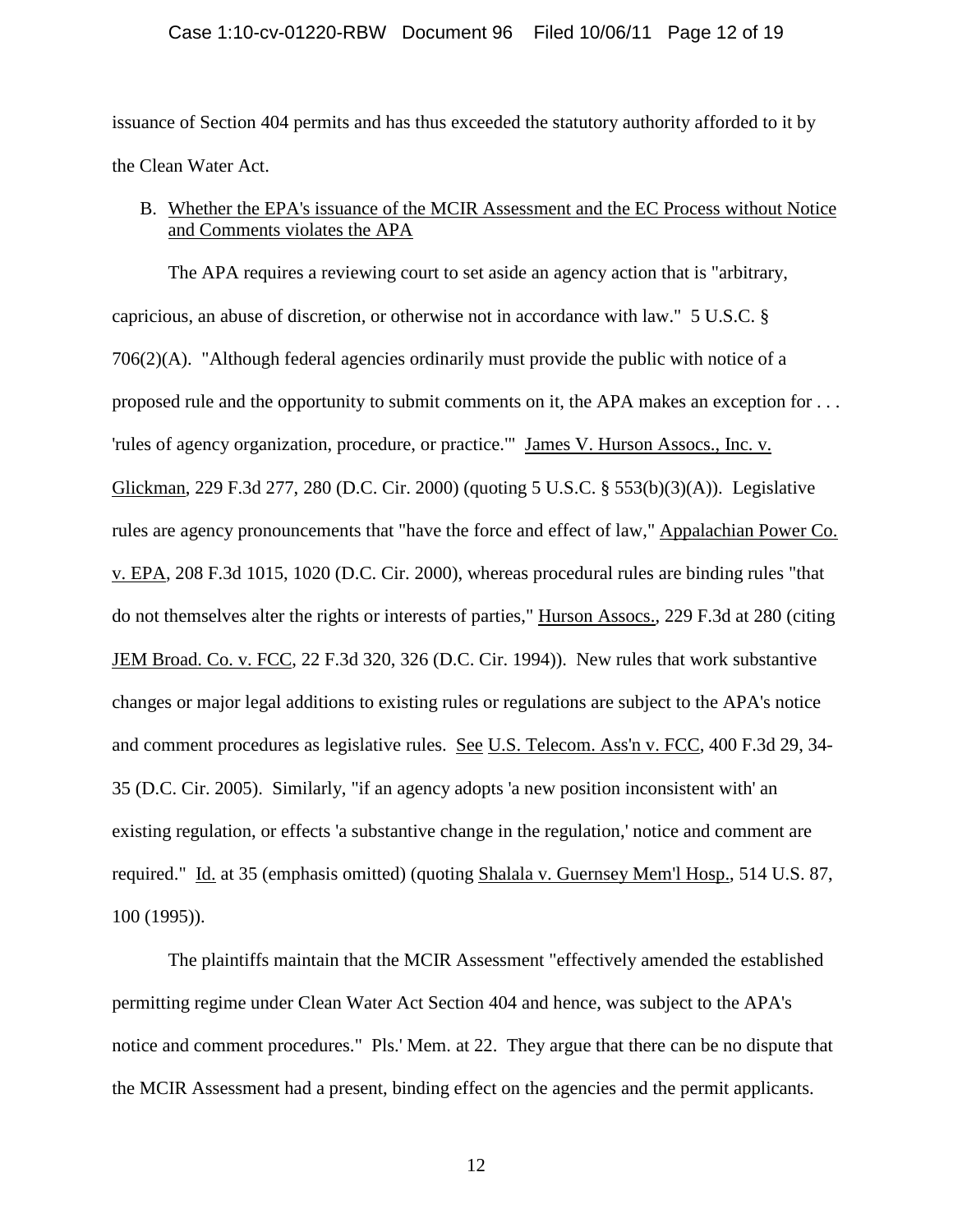issuance of Section 404 permits and has thus exceeded the statutory authority afforded to it by the Clean Water Act.

B. Whether the EPA's issuance of the MCIR Assessment and the EC Process without Notice and Comments violates the APA

The APA requires a reviewing court to set aside an agency action that is "arbitrary, capricious, an abuse of discretion, or otherwise not in accordance with law." 5 U.S.C. § 706(2)(A). "Although federal agencies ordinarily must provide the public with notice of a proposed rule and the opportunity to submit comments on it, the APA makes an exception for . . . 'rules of agency organization, procedure, or practice.'" James V. Hurson Assocs., Inc. v. Glickman, 229 F.3d 277, 280 (D.C. Cir. 2000) (quoting 5 U.S.C. § 553(b)(3)(A)). Legislative rules are agency pronouncements that "have the force and effect of law," Appalachian Power Co. v. EPA, 208 F.3d 1015, 1020 (D.C. Cir. 2000), whereas procedural rules are binding rules "that do not themselves alter the rights or interests of parties," Hurson Assocs., 229 F.3d at 280 (citing JEM Broad. Co. v. FCC, 22 F.3d 320, 326 (D.C. Cir. 1994)). New rules that work substantive changes or major legal additions to existing rules or regulations are subject to the APA's notice and comment procedures as legislative rules. See U.S. Telecom. Ass'n v. FCC, 400 F.3d 29, 34-35 (D.C. Cir. 2005). Similarly, "if an agency adopts 'a new position inconsistent with' an existing regulation, or effects 'a substantive change in the regulation,' notice and comment are required." Id. at 35 (emphasis omitted) (quoting Shalala v. Guernsey Mem'l Hosp., 514 U.S. 87, 100 (1995)).

The plaintiffs maintain that the MCIR Assessment "effectively amended the established permitting regime under Clean Water Act Section 404 and hence, was subject to the APA's notice and comment procedures." Pls.' Mem. at 22. They argue that there can be no dispute that the MCIR Assessment had a present, binding effect on the agencies and the permit applicants.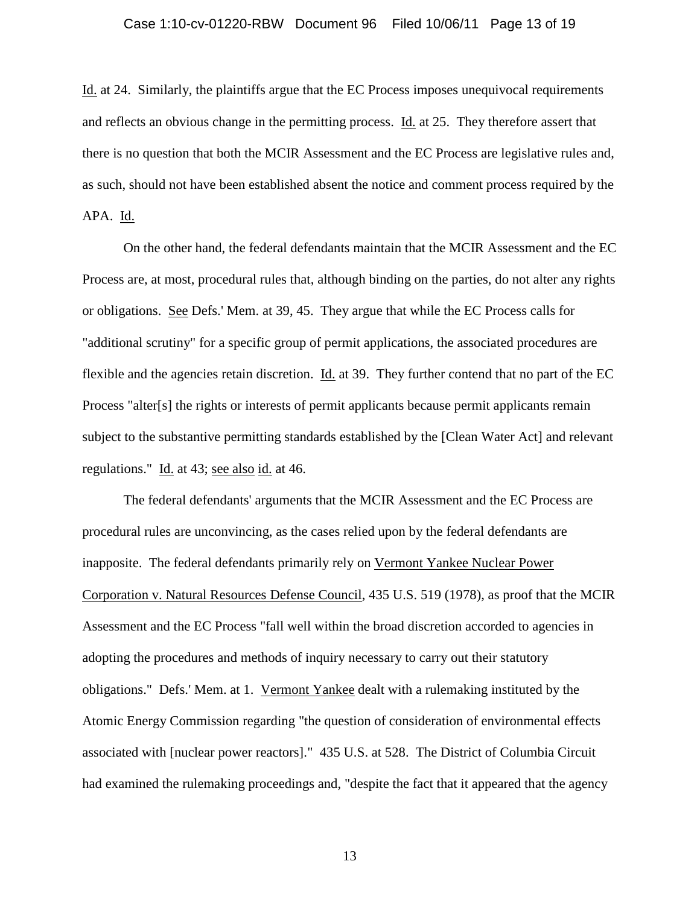Id. at 24. Similarly, the plaintiffs argue that the EC Process imposes unequivocal requirements and reflects an obvious change in the permitting process. Id. at 25. They therefore assert that there is no question that both the MCIR Assessment and the EC Process are legislative rules and, as such, should not have been established absent the notice and comment process required by the APA. Id.

On the other hand, the federal defendants maintain that the MCIR Assessment and the EC Process are, at most, procedural rules that, although binding on the parties, do not alter any rights or obligations. See Defs.' Mem. at 39, 45. They argue that while the EC Process calls for "additional scrutiny" for a specific group of permit applications, the associated procedures are flexible and the agencies retain discretion. Id. at 39. They further contend that no part of the EC Process "alter[s] the rights or interests of permit applicants because permit applicants remain subject to the substantive permitting standards established by the [Clean Water Act] and relevant regulations." Id. at 43; see also id. at 46.

The federal defendants' arguments that the MCIR Assessment and the EC Process are procedural rules are unconvincing, as the cases relied upon by the federal defendants are inapposite. The federal defendants primarily rely on Vermont Yankee Nuclear Power Corporation v. Natural Resources Defense Council, 435 U.S. 519 (1978), as proof that the MCIR Assessment and the EC Process "fall well within the broad discretion accorded to agencies in adopting the procedures and methods of inquiry necessary to carry out their statutory obligations." Defs.' Mem. at 1. Vermont Yankee dealt with a rulemaking instituted by the Atomic Energy Commission regarding "the question of consideration of environmental effects associated with [nuclear power reactors]." 435 U.S. at 528. The District of Columbia Circuit had examined the rulemaking proceedings and, "despite the fact that it appeared that the agency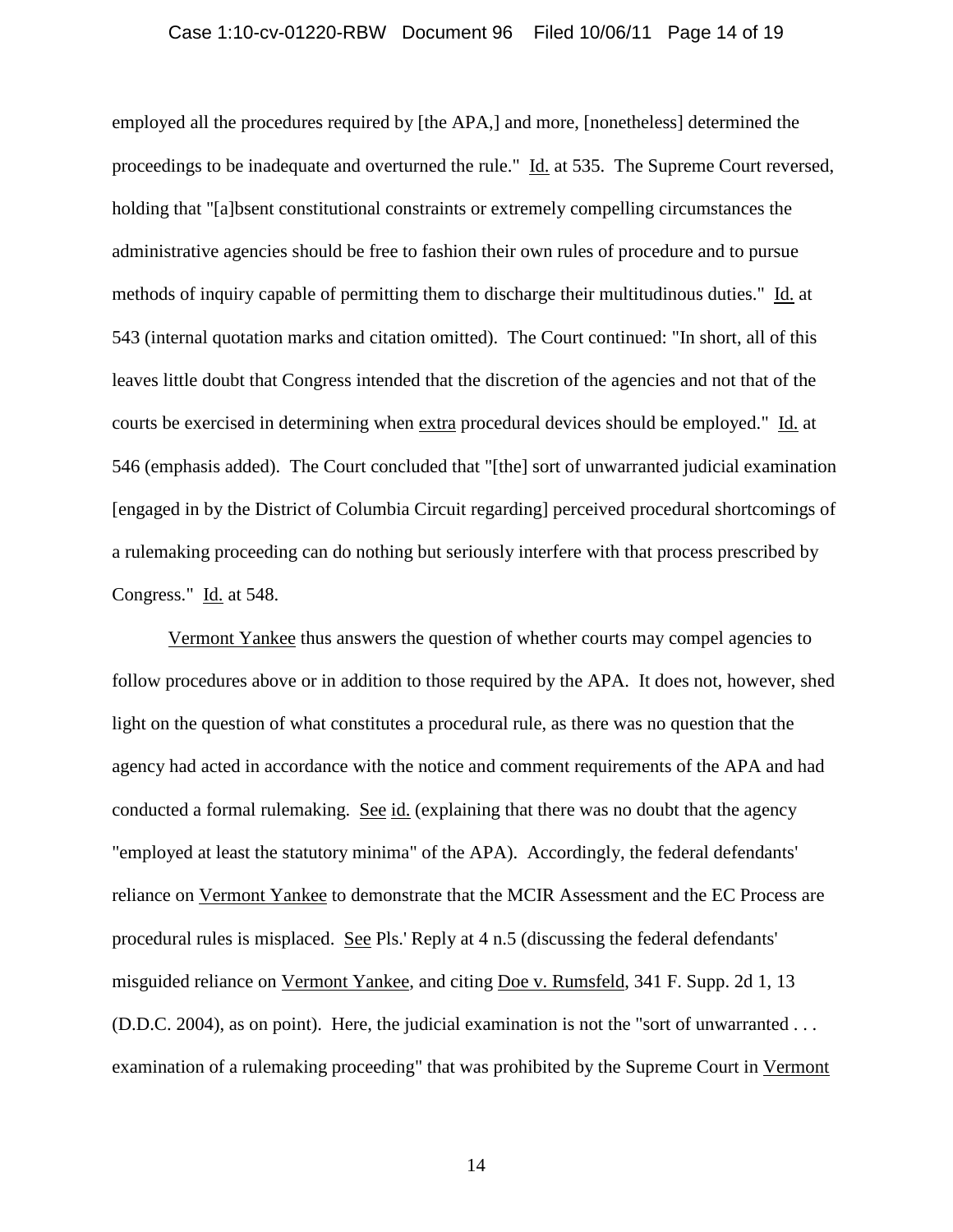employed all the procedures required by [the APA,] and more, [nonetheless] determined the proceedings to be inadequate and overturned the rule." Id. at 535. The Supreme Court reversed, holding that "[a]bsent constitutional constraints or extremely compelling circumstances the administrative agencies should be free to fashion their own rules of procedure and to pursue methods of inquiry capable of permitting them to discharge their multitudinous duties." Id. at 543 (internal quotation marks and citation omitted). The Court continued: "In short, all of this leaves little doubt that Congress intended that the discretion of the agencies and not that of the courts be exercised in determining when extra procedural devices should be employed." Id. at 546 (emphasis added). The Court concluded that "[the] sort of unwarranted judicial examination [engaged in by the District of Columbia Circuit regarding] perceived procedural shortcomings of a rulemaking proceeding can do nothing but seriously interfere with that process prescribed by Congress." Id. at 548.

Vermont Yankee thus answers the question of whether courts may compel agencies to follow procedures above or in addition to those required by the APA. It does not, however, shed light on the question of what constitutes a procedural rule, as there was no question that the agency had acted in accordance with the notice and comment requirements of the APA and had conducted a formal rulemaking. See id. (explaining that there was no doubt that the agency "employed at least the statutory minima" of the APA). Accordingly, the federal defendants' reliance on Vermont Yankee to demonstrate that the MCIR Assessment and the EC Process are procedural rules is misplaced. See Pls.' Reply at 4 n.5 (discussing the federal defendants' misguided reliance on Vermont Yankee, and citing Doe v. Rumsfeld, 341 F. Supp. 2d 1, 13 (D.D.C. 2004), as on point). Here, the judicial examination is not the "sort of unwarranted . . . examination of a rulemaking proceeding" that was prohibited by the Supreme Court in Vermont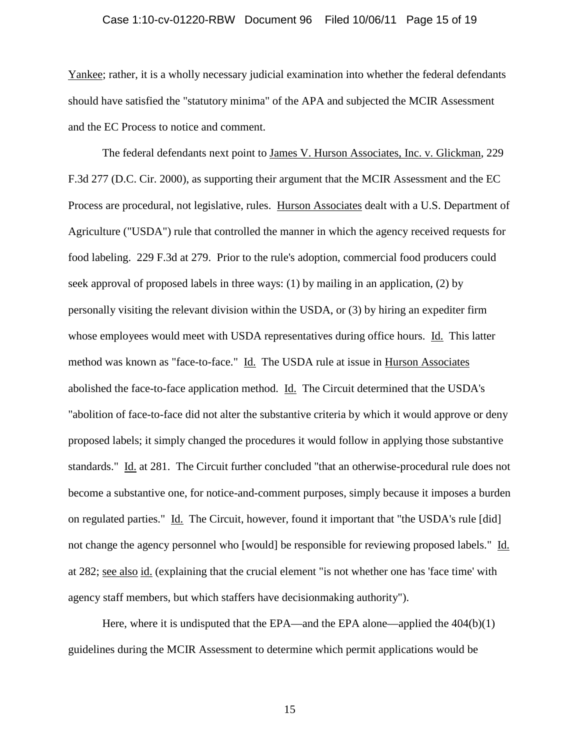Yankee; rather, it is a wholly necessary judicial examination into whether the federal defendants should have satisfied the "statutory minima" of the APA and subjected the MCIR Assessment and the EC Process to notice and comment.

The federal defendants next point to James V. Hurson Associates, Inc. v. Glickman, 229 F.3d 277 (D.C. Cir. 2000), as supporting their argument that the MCIR Assessment and the EC Process are procedural, not legislative, rules. Hurson Associates dealt with a U.S. Department of Agriculture ("USDA") rule that controlled the manner in which the agency received requests for food labeling. 229 F.3d at 279. Prior to the rule's adoption, commercial food producers could seek approval of proposed labels in three ways: (1) by mailing in an application, (2) by personally visiting the relevant division within the USDA, or (3) by hiring an expediter firm whose employees would meet with USDA representatives during office hours. Id. This latter method was known as "face-to-face." Id. The USDA rule at issue in Hurson Associates abolished the face-to-face application method. Id. The Circuit determined that the USDA's "abolition of face-to-face did not alter the substantive criteria by which it would approve or deny proposed labels; it simply changed the procedures it would follow in applying those substantive standards." Id. at 281. The Circuit further concluded "that an otherwise-procedural rule does not become a substantive one, for notice-and-comment purposes, simply because it imposes a burden on regulated parties." Id. The Circuit, however, found it important that "the USDA's rule [did] not change the agency personnel who [would] be responsible for reviewing proposed labels." Id. at 282; see also id. (explaining that the crucial element "is not whether one has 'face time' with agency staff members, but which staffers have decisionmaking authority").

Here, where it is undisputed that the EPA—and the EPA alone—applied the 404(b)(1) guidelines during the MCIR Assessment to determine which permit applications would be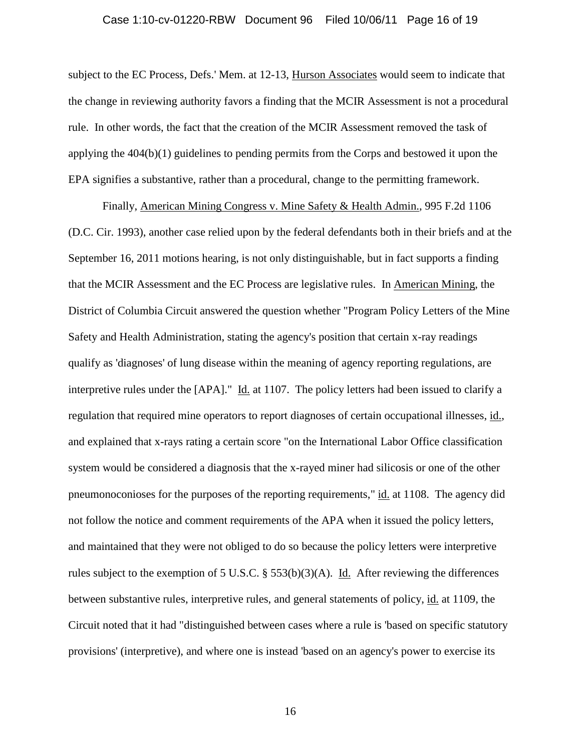subject to the EC Process, Defs.' Mem. at 12-13, Hurson Associates would seem to indicate that the change in reviewing authority favors a finding that the MCIR Assessment is not a procedural rule. In other words, the fact that the creation of the MCIR Assessment removed the task of applying the 404(b)(1) guidelines to pending permits from the Corps and bestowed it upon the EPA signifies a substantive, rather than a procedural, change to the permitting framework.

Finally, American Mining Congress v. Mine Safety & Health Admin., 995 F.2d 1106 (D.C. Cir. 1993), another case relied upon by the federal defendants both in their briefs and at the September 16, 2011 motions hearing, is not only distinguishable, but in fact supports a finding that the MCIR Assessment and the EC Process are legislative rules. In American Mining, the District of Columbia Circuit answered the question whether "Program Policy Letters of the Mine Safety and Health Administration, stating the agency's position that certain x-ray readings qualify as 'diagnoses' of lung disease within the meaning of agency reporting regulations, are interpretive rules under the [APA]." Id. at 1107. The policy letters had been issued to clarify a regulation that required mine operators to report diagnoses of certain occupational illnesses, id., and explained that x-rays rating a certain score "on the International Labor Office classification system would be considered a diagnosis that the x-rayed miner had silicosis or one of the other pneumonoconioses for the purposes of the reporting requirements," id. at 1108. The agency did not follow the notice and comment requirements of the APA when it issued the policy letters, and maintained that they were not obliged to do so because the policy letters were interpretive rules subject to the exemption of 5 U.S.C. § 553(b)(3)(A). Id. After reviewing the differences between substantive rules, interpretive rules, and general statements of policy, id. at 1109, the Circuit noted that it had "distinguished between cases where a rule is 'based on specific statutory provisions' (interpretive), and where one is instead 'based on an agency's power to exercise its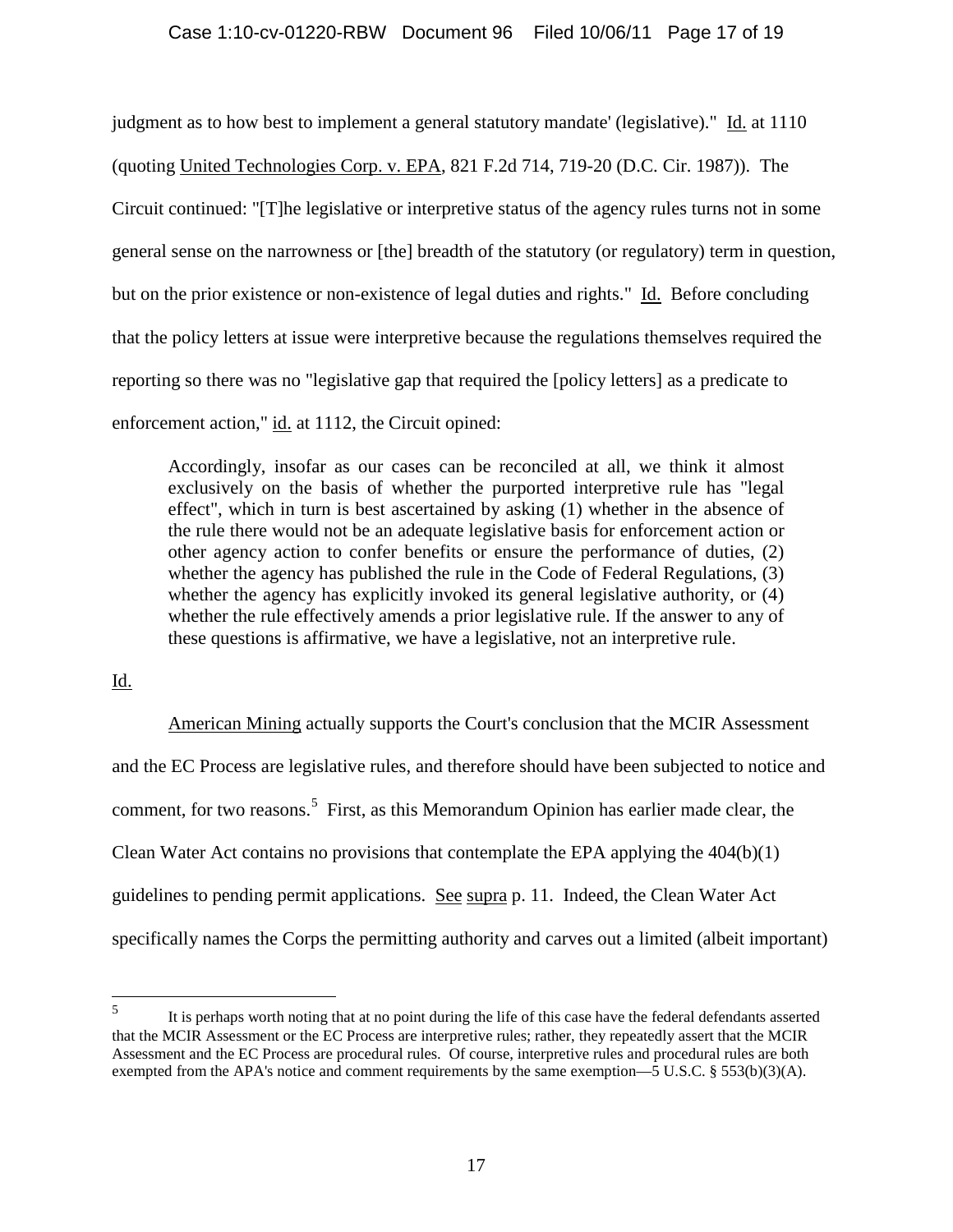judgment as to how best to implement a general statutory mandate' (legislative)." Id. at 1110 (quoting United Technologies Corp. v. EPA, 821 F.2d 714, 719-20 (D.C. Cir. 1987)). The Circuit continued: "[T]he legislative or interpretive status of the agency rules turns not in some general sense on the narrowness or [the] breadth of the statutory (or regulatory) term in question, but on the prior existence or non-existence of legal duties and rights." Id. Before concluding that the policy letters at issue were interpretive because the regulations themselves required the reporting so there was no "legislative gap that required the [policy letters] as a predicate to enforcement action," id. at 1112, the Circuit opined:

> Accordingly, insofar as our cases can be reconciled at all, we think it almost exclusively on the basis of whether the purported interpretive rule has "legal effect", which in turn is best ascertained by asking (1) whether in the absence of the rule there would not be an adequate legislative basis for enforcement action or other agency action to confer benefits or ensure the performance of duties, (2) whether the agency has published the rule in the Code of Federal Regulations, (3) whether the agency has explicitly invoked its general legislative authority, or (4) whether the rule effectively amends a prior legislative rule. If the answer to any of these questions is affirmative, we have a legislative, not an interpretive rule.

Id.

American Mining actually supports the Court's conclusion that the MCIR Assessment and the EC Process are legislative rules, and therefore should have been subjected to notice and comment, for two reasons.[5] First, as this Memorandum Opinion has earlier made clear, the Clean Water Act contains no provisions that contemplate the EPA applying the 404(b)(1) guidelines to pending permit applications. See supra p. 11. Indeed, the Clean Water Act specifically names the Corps the permitting authority and carves out a limited (albeit important)

---

[5] It is perhaps worth noting that at no point during the life of this case have the federal defendants asserted that the MCIR Assessment or the EC Process are interpretive rules; rather, they repeatedly assert that the MCIR Assessment and the EC Process are procedural rules. Of course, interpretive rules and procedural rules are both exempted from the APA's notice and comment requirements by the same exemption—5 U.S.C. § 553(b)(3)(A).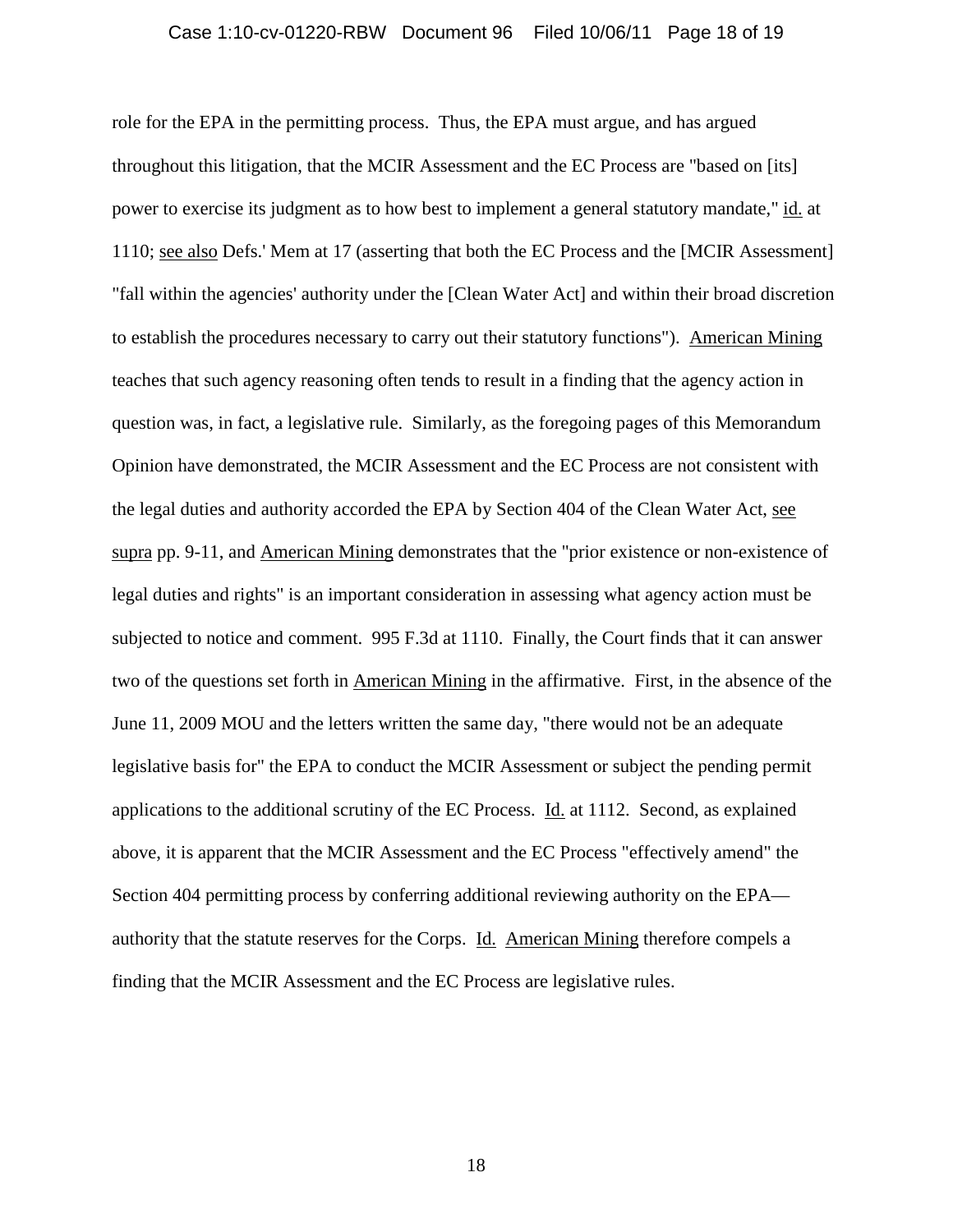role for the EPA in the permitting process. Thus, the EPA must argue, and has argued throughout this litigation, that the MCIR Assessment and the EC Process are "based on [its] power to exercise its judgment as to how best to implement a general statutory mandate," id. at 1110; see also Defs.' Mem at 17 (asserting that both the EC Process and the [MCIR Assessment] "fall within the agencies' authority under the [Clean Water Act] and within their broad discretion to establish the procedures necessary to carry out their statutory functions"). American Mining teaches that such agency reasoning often tends to result in a finding that the agency action in question was, in fact, a legislative rule. Similarly, as the foregoing pages of this Memorandum Opinion have demonstrated, the MCIR Assessment and the EC Process are not consistent with the legal duties and authority accorded the EPA by Section 404 of the Clean Water Act, see supra pp. 9-11, and American Mining demonstrates that the "prior existence or non-existence of legal duties and rights" is an important consideration in assessing what agency action must be subjected to notice and comment. 995 F.3d at 1110. Finally, the Court finds that it can answer two of the questions set forth in American Mining in the affirmative. First, in the absence of the June 11, 2009 MOU and the letters written the same day, "there would not be an adequate legislative basis for" the EPA to conduct the MCIR Assessment or subject the pending permit applications to the additional scrutiny of the EC Process. Id. at 1112. Second, as explained above, it is apparent that the MCIR Assessment and the EC Process "effectively amend" the Section 404 permitting process by conferring additional reviewing authority on the EPA—authority that the statute reserves for the Corps. Id. American Mining therefore compels a finding that the MCIR Assessment and the EC Process are legislative rules.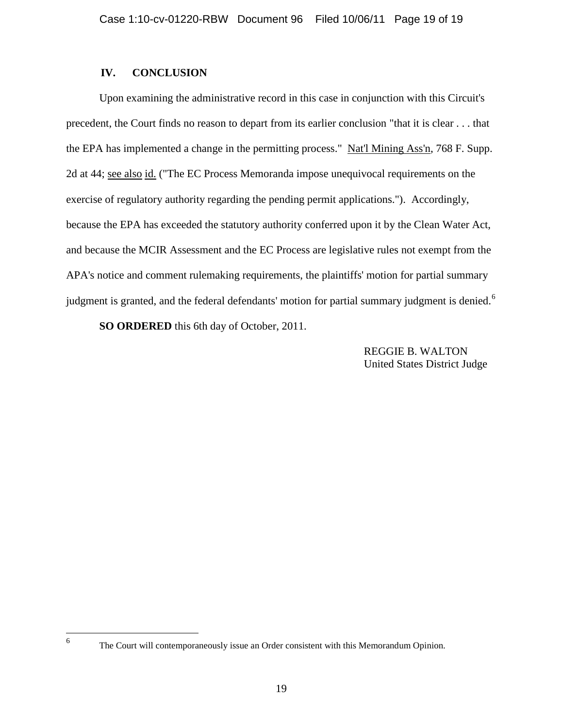## IV. CONCLUSION

Upon examining the administrative record in this case in conjunction with this Circuit's precedent, the Court finds no reason to depart from its earlier conclusion "that it is clear . . . that the EPA has implemented a change in the permitting process." Nat'l Mining Ass'n, 768 F. Supp. 2d at 44; see also id. ("The EC Process Memoranda impose unequivocal requirements on the exercise of regulatory authority regarding the pending permit applications."). Accordingly, because the EPA has exceeded the statutory authority conferred upon it by the Clean Water Act, and because the MCIR Assessment and the EC Process are legislative rules not exempt from the APA's notice and comment rulemaking requirements, the plaintiffs' motion for partial summary judgment is granted, and the federal defendants' motion for partial summary judgment is denied.[6]

**SO ORDERED** this 6th day of October, 2011.

REGGIE B. WALTON
United States District Judge

---

[6] The Court will contemporaneously issue an Order consistent with this Memorandum Opinion.